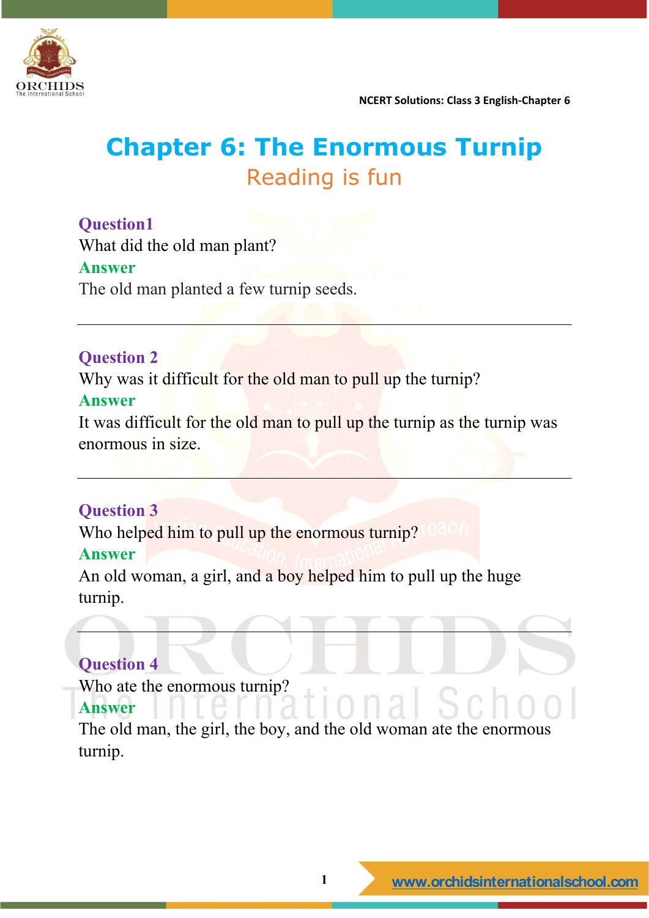# Chapter 6: The Enormous Turnip

## Reading is fun

**Question1**

What did the old man plant?

**Answer**

The old man planted a few turnip seeds.

---

**Question 2**

Why was it difficult for the old man to pull up the turnip?

**Answer**

It was difficult for the old man to pull up the turnip as the turnip was enormous in size.

---

**Question 3**

Who helped him to pull up the enormous turnip?

**Answer**

An old woman, a girl, and a boy helped him to pull up the huge turnip.

---

**Question 4**

Who ate the enormous turnip?

**Answer**

The old man, the girl, the boy, and the old woman ate the enormous turnip.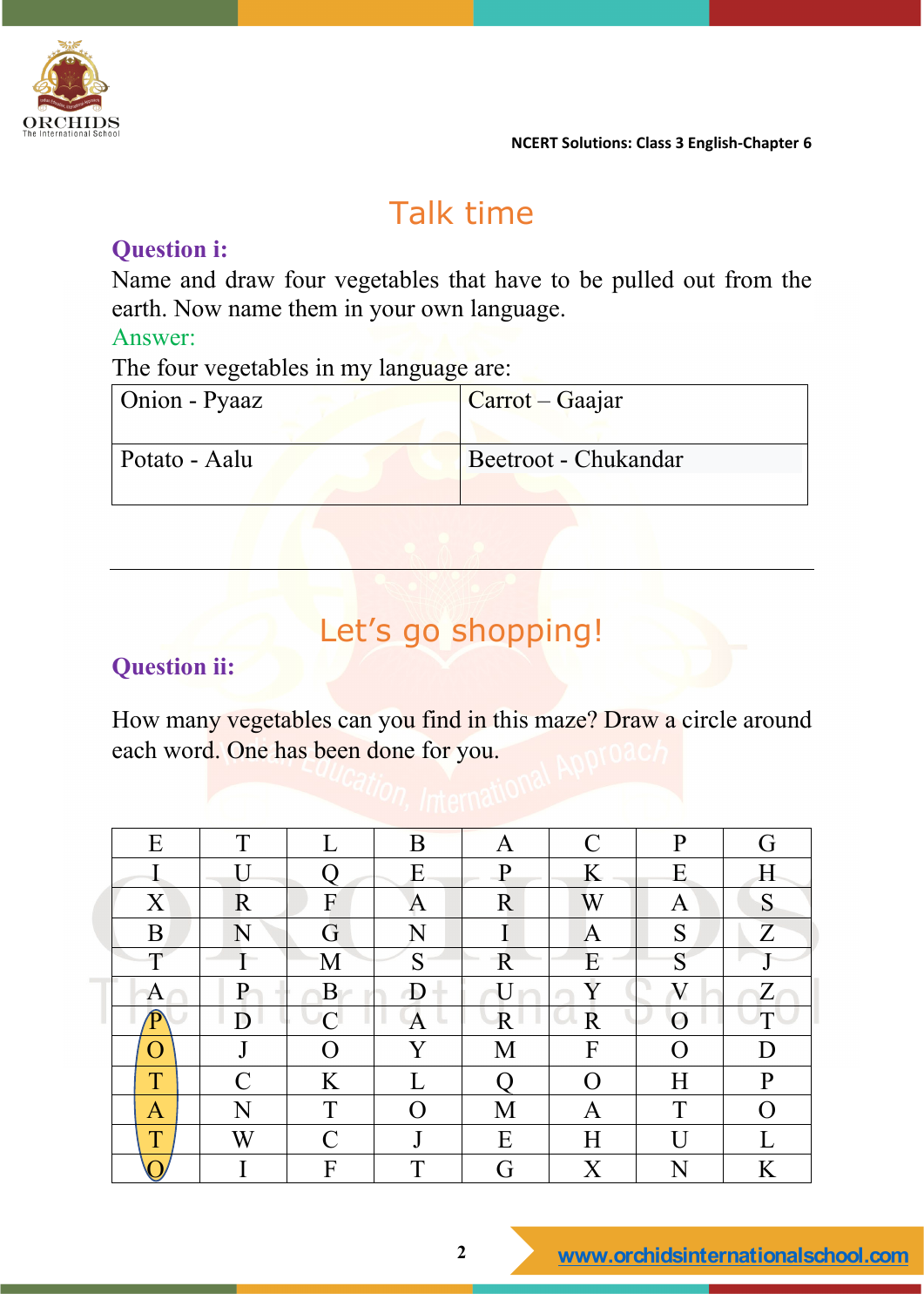## Talk time

**Question i:**

Name and draw four vegetables that have to be pulled out from the earth. Now name them in your own language.

Answer:

The four vegetables in my language are:

| Onion - Pyaaz | Carrot – Gaajar |
|---|---|
| Potato - Aalu | Beetroot - Chukandar |

---

## Let's go shopping!

**Question ii:**

How many vegetables can you find in this maze? Draw a circle around each word. One has been done for you.

| E | T | L | B | A | C | P | G |
|---|---|---|---|---|---|---|---|
| I | U | Q | E | P | K | E | H |
| X | R | F | A | R | W | A | S |
| B | N | G | N | I | A | S | Z |
| T | I | M | S | R | E | S | J |
| A | P | B | D | U | Y | V | Z |
| P | D | C | A | R | R | O | T |
| O | J | O | Y | M | F | O | D |
| T | C | K | L | Q | O | H | P |
| A | N | T | O | M | A | T | O |
| T | W | C | J | E | H | U | L |
| O | I | F | T | G | X | N | K |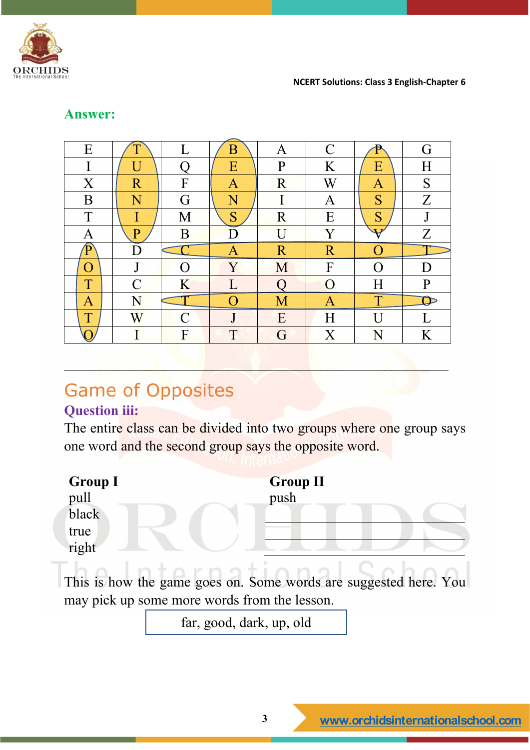**Answer:**

| E | T | L | B | A | C | P | G |
|---|---|---|---|---|---|---|---|
| I | U | Q | E | P | K | E | H |
| X | R | F | A | R | W | A | S |
| B | N | G | N | I | A | S | Z |
| T | I | M | S | R | E | S | J |
| A | P | B | D | U | Y | V | Z |
| P | D | C | A | R | R | O | T |
| O | J | O | Y | M | F | O | D |
| T | C | K | L | Q | O | H | P |
| A | N | T | O | M | A | T | O |
| T | W | C | J | E | H | U | L |
| O | I | F | T | G | X | N | K |

---

## Game of Opposites

**Question iii:**

The entire class can be divided into two groups where one group says one word and the second group says the opposite word.

| Group I | Group II |
|---|---|
| pull | push |
| black | ______ |
| true | ______ |
| right | ______ |

This is how the game goes on. Some words are suggested here. You may pick up some more words from the lesson.

far, good, dark, up, old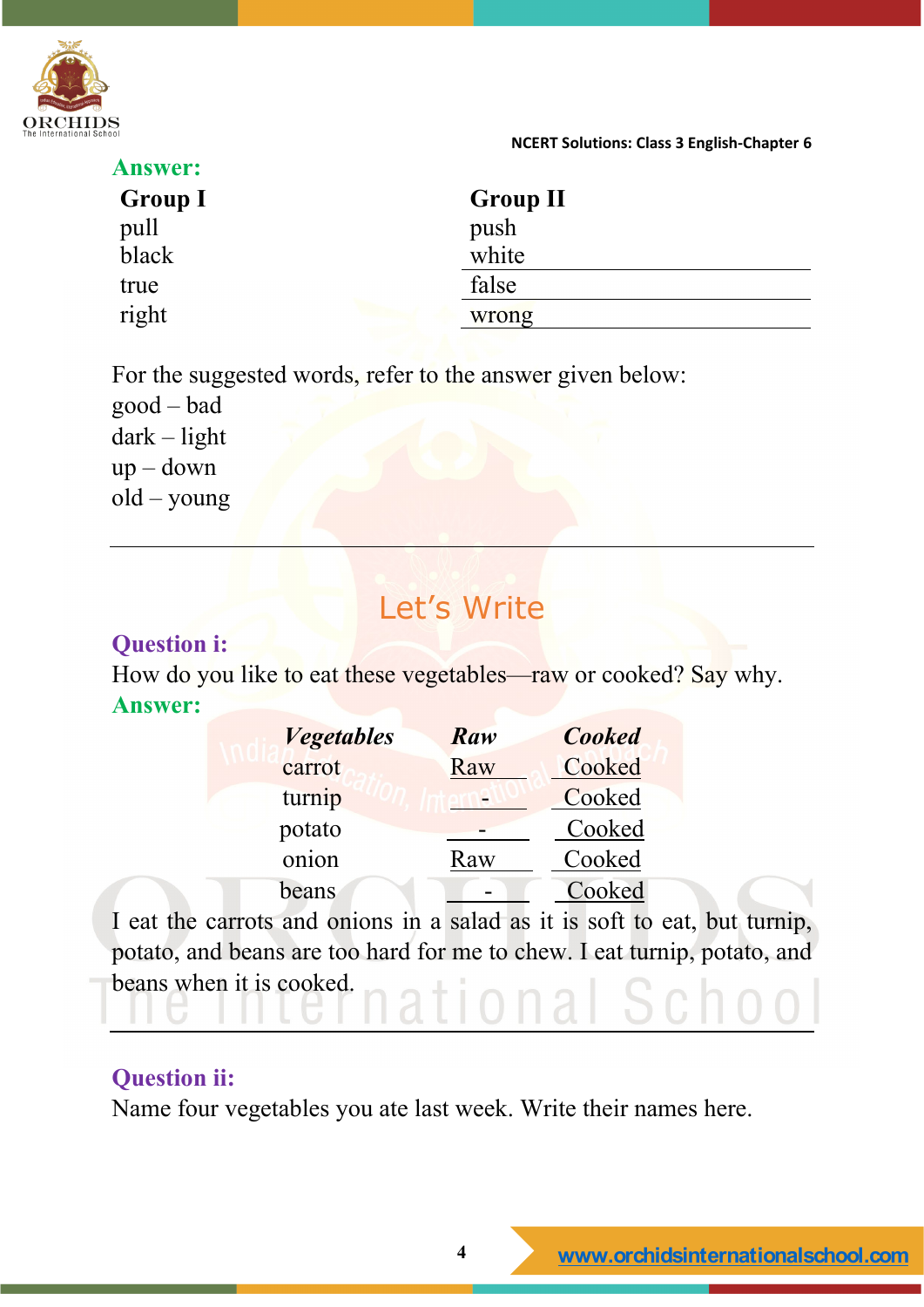**Answer:**

| Group I | Group II |
|---|---|
| pull | push |
| black | white |
| true | false |
| right | wrong |

For the suggested words, refer to the answer given below:

good – bad
dark – light
up – down
old – young

---

## Let's Write

**Question i:**

How do you like to eat these vegetables—raw or cooked? Say why.

**Answer:**

| *Vegetables* | *Raw* | *Cooked* |
|---|---|---|
| carrot | Raw | Cooked |
| turnip | - | Cooked |
| potato | - | Cooked |
| onion | Raw | Cooked |
| beans | - | Cooked |

I eat the carrots and onions in a salad as it is soft to eat, but turnip, potato, and beans are too hard for me to chew. I eat turnip, potato, and beans when it is cooked.

---

**Question ii:**

Name four vegetables you ate last week. Write their names here.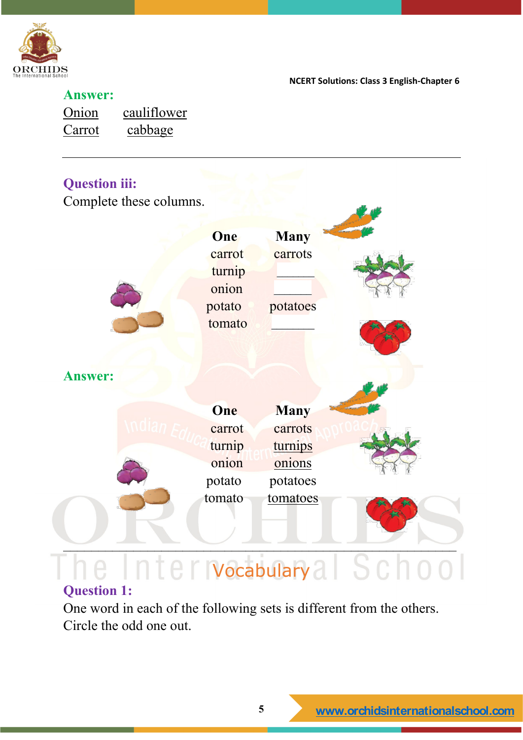**Answer:**

Onion cauliflower
Carrot cabbage

---

**Question iii:**

Complete these columns.

| One | Many |
|---|---|
| carrot | carrots |
| turnip | ______ |
| onion | ______ |
| potato | potatoes |
| tomato | ______ |

**Answer:**

| One | Many |
|---|---|
| carrot | carrots |
| turnip | turnips |
| onion | onions |
| potato | potatoes |
| tomato | tomatoes |

---

## Vocabulary

**Question 1:**

One word in each of the following sets is different from the others. Circle the odd one out.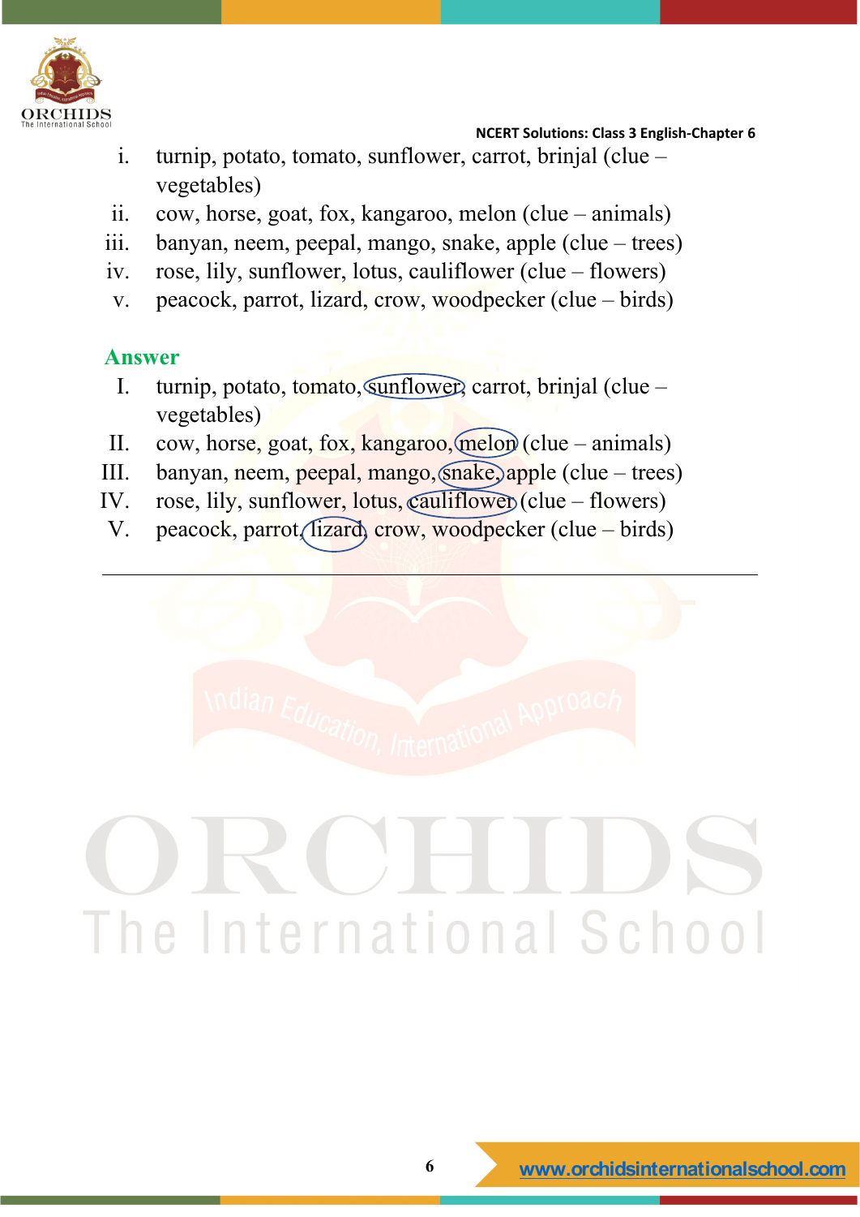i. turnip, potato, tomato, sunflower, carrot, brinjal (clue – vegetables)
ii. cow, horse, goat, fox, kangaroo, melon (clue – animals)
iii. banyan, neem, peepal, mango, snake, apple (clue – trees)
iv. rose, lily, sunflower, lotus, cauliflower (clue – flowers)
v. peacock, parrot, lizard, crow, woodpecker (clue – birds)

**Answer**

I. turnip, potato, tomato, sunflower, carrot, brinjal (clue – vegetables)
II. cow, horse, goat, fox, kangaroo, melon (clue – animals)
III. banyan, neem, peepal, mango, snake, apple (clue – trees)
IV. rose, lily, sunflower, lotus, cauliflower (clue – flowers)
V. peacock, parrot, lizard, crow, woodpecker (clue – birds)

---